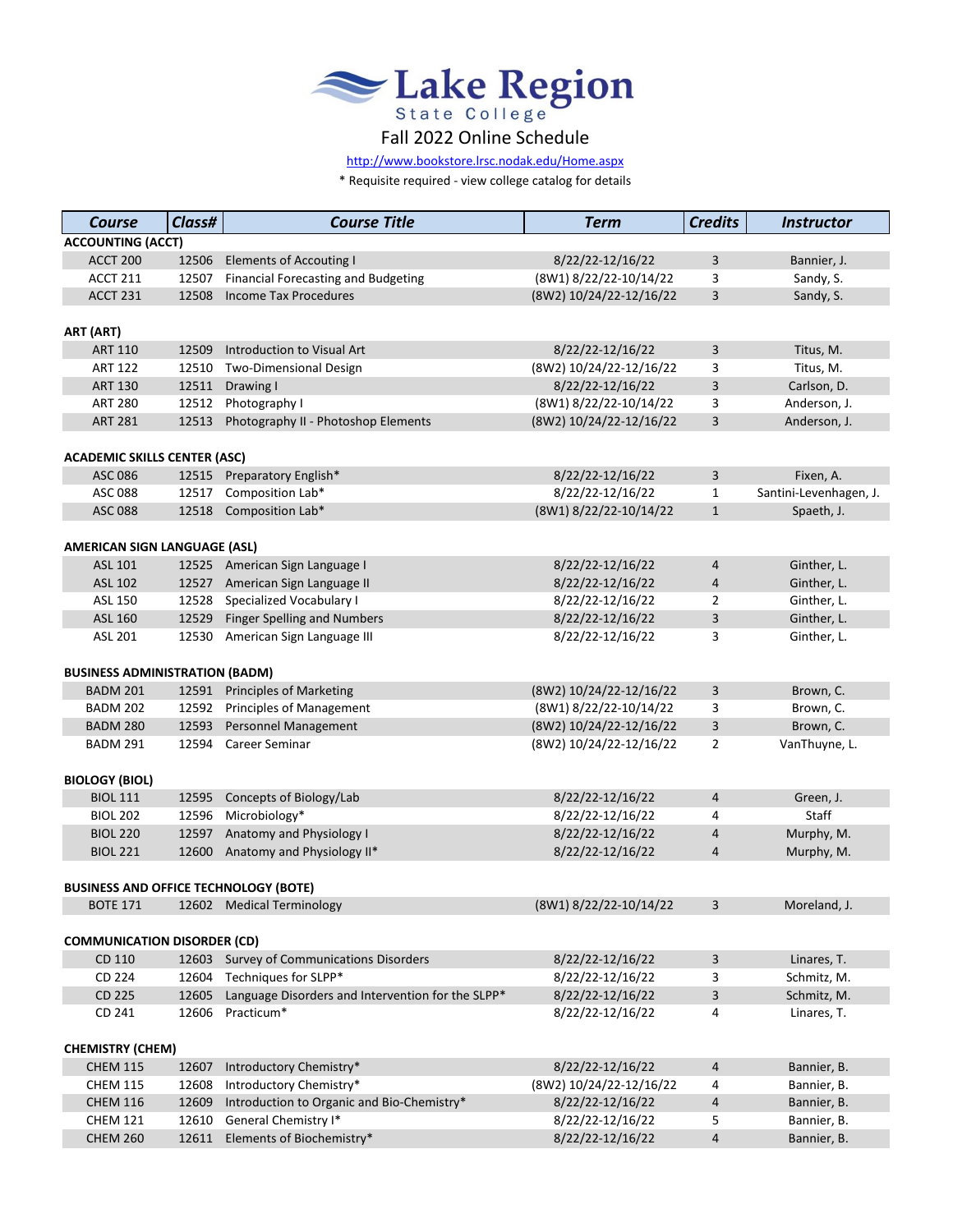# Lake Region State College

## Fall 2022 Online Schedule

http://www.bookstore.lrsc.nodak.edu/Home.aspx

\* Requisite required - view college catalog for details

| Course | Class# | Course Title | Term | Credits | Instructor |
|---|---|---|---|---|---|
| **ACCOUNTING (ACCT)** | | | | | |
| ACCT 200 | 12506 | Elements of Accouting I | 8/22/22-12/16/22 | 3 | Bannier, J. |
| ACCT 211 | 12507 | Financial Forecasting and Budgeting | (8W1) 8/22/22-10/14/22 | 3 | Sandy, S. |
| ACCT 231 | 12508 | Income Tax Procedures | (8W2) 10/24/22-12/16/22 | 3 | Sandy, S. |
| **ART (ART)** | | | | | |
| ART 110 | 12509 | Introduction to Visual Art | 8/22/22-12/16/22 | 3 | Titus, M. |
| ART 122 | 12510 | Two-Dimensional Design | (8W2) 10/24/22-12/16/22 | 3 | Titus, M. |
| ART 130 | 12511 | Drawing I | 8/22/22-12/16/22 | 3 | Carlson, D. |
| ART 280 | 12512 | Photography I | (8W1) 8/22/22-10/14/22 | 3 | Anderson, J. |
| ART 281 | 12513 | Photography II - Photoshop Elements | (8W2) 10/24/22-12/16/22 | 3 | Anderson, J. |
| **ACADEMIC SKILLS CENTER (ASC)** | | | | | |
| ASC 086 | 12515 | Preparatory English* | 8/22/22-12/16/22 | 3 | Fixen, A. |
| ASC 088 | 12517 | Composition Lab* | 8/22/22-12/16/22 | 1 | Santini-Levenhagen, J. |
| ASC 088 | 12518 | Composition Lab* | (8W1) 8/22/22-10/14/22 | 1 | Spaeth, J. |
| **AMERICAN SIGN LANGUAGE (ASL)** | | | | | |
| ASL 101 | 12525 | American Sign Language I | 8/22/22-12/16/22 | 4 | Ginther, L. |
| ASL 102 | 12527 | American Sign Language II | 8/22/22-12/16/22 | 4 | Ginther, L. |
| ASL 150 | 12528 | Specialized Vocabulary I | 8/22/22-12/16/22 | 2 | Ginther, L. |
| ASL 160 | 12529 | Finger Spelling and Numbers | 8/22/22-12/16/22 | 3 | Ginther, L. |
| ASL 201 | 12530 | American Sign Language III | 8/22/22-12/16/22 | 3 | Ginther, L. |
| **BUSINESS ADMINISTRATION (BADM)** | | | | | |
| BADM 201 | 12591 | Principles of Marketing | (8W2) 10/24/22-12/16/22 | 3 | Brown, C. |
| BADM 202 | 12592 | Principles of Management | (8W1) 8/22/22-10/14/22 | 3 | Brown, C. |
| BADM 280 | 12593 | Personnel Management | (8W2) 10/24/22-12/16/22 | 3 | Brown, C. |
| BADM 291 | 12594 | Career Seminar | (8W2) 10/24/22-12/16/22 | 2 | VanThuyne, L. |
| **BIOLOGY (BIOL)** | | | | | |
| BIOL 111 | 12595 | Concepts of Biology/Lab | 8/22/22-12/16/22 | 4 | Green, J. |
| BIOL 202 | 12596 | Microbiology* | 8/22/22-12/16/22 | 4 | Staff |
| BIOL 220 | 12597 | Anatomy and Physiology I | 8/22/22-12/16/22 | 4 | Murphy, M. |
| BIOL 221 | 12600 | Anatomy and Physiology II* | 8/22/22-12/16/22 | 4 | Murphy, M. |
| **BUSINESS AND OFFICE TECHNOLOGY (BOTE)** | | | | | |
| BOTE 171 | 12602 | Medical Terminology | (8W1) 8/22/22-10/14/22 | 3 | Moreland, J. |
| **COMMUNICATION DISORDER (CD)** | | | | | |
| CD 110 | 12603 | Survey of Communications Disorders | 8/22/22-12/16/22 | 3 | Linares, T. |
| CD 224 | 12604 | Techniques for SLPP* | 8/22/22-12/16/22 | 3 | Schmitz, M. |
| CD 225 | 12605 | Language Disorders and Intervention for the SLPP* | 8/22/22-12/16/22 | 3 | Schmitz, M. |
| CD 241 | 12606 | Practicum* | 8/22/22-12/16/22 | 4 | Linares, T. |
| **CHEMISTRY (CHEM)** | | | | | |
| CHEM 115 | 12607 | Introductory Chemistry* | 8/22/22-12/16/22 | 4 | Bannier, B. |
| CHEM 115 | 12608 | Introductory Chemistry* | (8W2) 10/24/22-12/16/22 | 4 | Bannier, B. |
| CHEM 116 | 12609 | Introduction to Organic and Bio-Chemistry* | 8/22/22-12/16/22 | 4 | Bannier, B. |
| CHEM 121 | 12610 | General Chemistry I* | 8/22/22-12/16/22 | 5 | Bannier, B. |
| CHEM 260 | 12611 | Elements of Biochemistry* | 8/22/22-12/16/22 | 4 | Bannier, B. |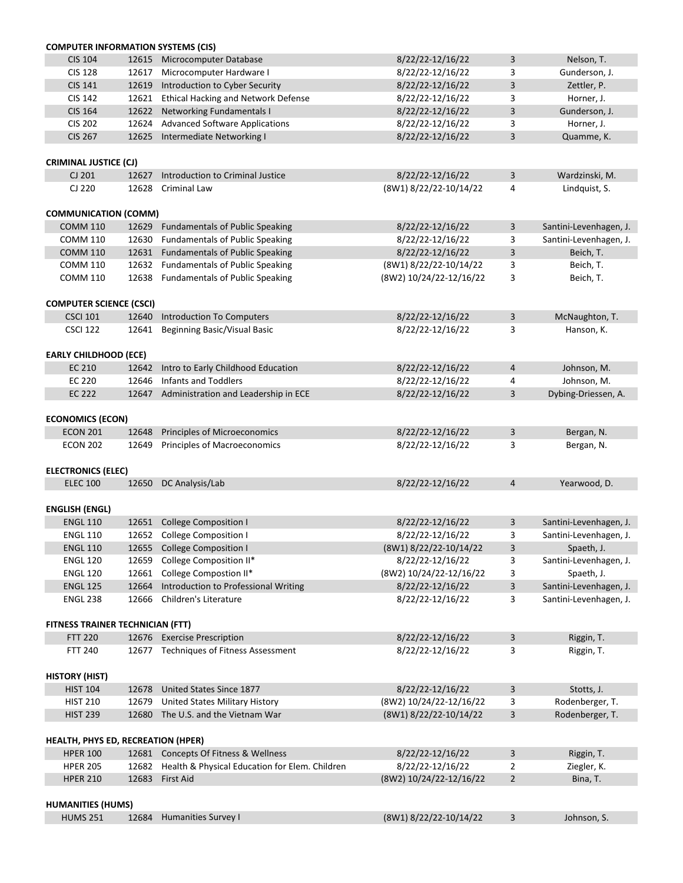**COMPUTER INFORMATION SYSTEMS (CIS)**

| Course | Section | Title | Dates | Credits | Instructor |
|---|---|---|---|---|---|
| CIS 104 | 12615 | Microcomputer Database | 8/22/22-12/16/22 | 3 | Nelson, T. |
| CIS 128 | 12617 | Microcomputer Hardware I | 8/22/22-12/16/22 | 3 | Gunderson, J. |
| CIS 141 | 12619 | Introduction to Cyber Security | 8/22/22-12/16/22 | 3 | Zettler, P. |
| CIS 142 | 12621 | Ethical Hacking and Network Defense | 8/22/22-12/16/22 | 3 | Horner, J. |
| CIS 164 | 12622 | Networking Fundamentals I | 8/22/22-12/16/22 | 3 | Gunderson, J. |
| CIS 202 | 12624 | Advanced Software Applications | 8/22/22-12/16/22 | 3 | Horner, J. |
| CIS 267 | 12625 | Intermediate Networking I | 8/22/22-12/16/22 | 3 | Quamme, K. |

**CRIMINAL JUSTICE (CJ)**

| Course | Section | Title | Dates | Credits | Instructor |
|---|---|---|---|---|---|
| CJ 201 | 12627 | Introduction to Criminal Justice | 8/22/22-12/16/22 | 3 | Wardzinski, M. |
| CJ 220 | 12628 | Criminal Law | (8W1) 8/22/22-10/14/22 | 4 | Lindquist, S. |

**COMMUNICATION (COMM)**

| Course | Section | Title | Dates | Credits | Instructor |
|---|---|---|---|---|---|
| COMM 110 | 12629 | Fundamentals of Public Speaking | 8/22/22-12/16/22 | 3 | Santini-Levenhagen, J. |
| COMM 110 | 12630 | Fundamentals of Public Speaking | 8/22/22-12/16/22 | 3 | Santini-Levenhagen, J. |
| COMM 110 | 12631 | Fundamentals of Public Speaking | 8/22/22-12/16/22 | 3 | Beich, T. |
| COMM 110 | 12632 | Fundamentals of Public Speaking | (8W1) 8/22/22-10/14/22 | 3 | Beich, T. |
| COMM 110 | 12638 | Fundamentals of Public Speaking | (8W2) 10/24/22-12/16/22 | 3 | Beich, T. |

**COMPUTER SCIENCE (CSCI)**

| Course | Section | Title | Dates | Credits | Instructor |
|---|---|---|---|---|---|
| CSCI 101 | 12640 | Introduction To Computers | 8/22/22-12/16/22 | 3 | McNaughton, T. |
| CSCI 122 | 12641 | Beginning Basic/Visual Basic | 8/22/22-12/16/22 | 3 | Hanson, K. |

**EARLY CHILDHOOD (ECE)**

| Course | Section | Title | Dates | Credits | Instructor |
|---|---|---|---|---|---|
| EC 210 | 12642 | Intro to Early Childhood Education | 8/22/22-12/16/22 | 4 | Johnson, M. |
| EC 220 | 12646 | Infants and Toddlers | 8/22/22-12/16/22 | 4 | Johnson, M. |
| EC 222 | 12647 | Administration and Leadership in ECE | 8/22/22-12/16/22 | 3 | Dybing-Driessen, A. |

**ECONOMICS (ECON)**

| Course | Section | Title | Dates | Credits | Instructor |
|---|---|---|---|---|---|
| ECON 201 | 12648 | Principles of Microeconomics | 8/22/22-12/16/22 | 3 | Bergan, N. |
| ECON 202 | 12649 | Principles of Macroeconomics | 8/22/22-12/16/22 | 3 | Bergan, N. |

**ELECTRONICS (ELEC)**

| Course | Section | Title | Dates | Credits | Instructor |
|---|---|---|---|---|---|
| ELEC 100 | 12650 | DC Analysis/Lab | 8/22/22-12/16/22 | 4 | Yearwood, D. |

**ENGLISH (ENGL)**

| Course | Section | Title | Dates | Credits | Instructor |
|---|---|---|---|---|---|
| ENGL 110 | 12651 | College Composition I | 8/22/22-12/16/22 | 3 | Santini-Levenhagen, J. |
| ENGL 110 | 12652 | College Composition I | 8/22/22-12/16/22 | 3 | Santini-Levenhagen, J. |
| ENGL 110 | 12655 | College Composition I | (8W1) 8/22/22-10/14/22 | 3 | Spaeth, J. |
| ENGL 120 | 12659 | College Composition II* | 8/22/22-12/16/22 | 3 | Santini-Levenhagen, J. |
| ENGL 120 | 12661 | College Compostion II* | (8W2) 10/24/22-12/16/22 | 3 | Spaeth, J. |
| ENGL 125 | 12664 | Introduction to Professional Writing | 8/22/22-12/16/22 | 3 | Santini-Levenhagen, J. |
| ENGL 238 | 12666 | Children's Literature | 8/22/22-12/16/22 | 3 | Santini-Levenhagen, J. |

**FITNESS TRAINER TECHNICIAN (FTT)**

| Course | Section | Title | Dates | Credits | Instructor |
|---|---|---|---|---|---|
| FTT 220 | 12676 | Exercise Prescription | 8/22/22-12/16/22 | 3 | Riggin, T. |
| FTT 240 | 12677 | Techniques of Fitness Assessment | 8/22/22-12/16/22 | 3 | Riggin, T. |

**HISTORY (HIST)**

| Course | Section | Title | Dates | Credits | Instructor |
|---|---|---|---|---|---|
| HIST 104 | 12678 | United States Since 1877 | 8/22/22-12/16/22 | 3 | Stotts, J. |
| HIST 210 | 12679 | United States Military History | (8W2) 10/24/22-12/16/22 | 3 | Rodenberger, T. |
| HIST 239 | 12680 | The U.S. and the Vietnam War | (8W1) 8/22/22-10/14/22 | 3 | Rodenberger, T. |

**HEALTH, PHYS ED, RECREATION (HPER)**

| Course | Section | Title | Dates | Credits | Instructor |
|---|---|---|---|---|---|
| HPER 100 | 12681 | Concepts Of Fitness & Wellness | 8/22/22-12/16/22 | 3 | Riggin, T. |
| HPER 205 | 12682 | Health & Physical Education for Elem. Children | 8/22/22-12/16/22 | 2 | Ziegler, K. |
| HPER 210 | 12683 | First Aid | (8W2) 10/24/22-12/16/22 | 2 | Bina, T. |

**HUMANITIES (HUMS)**

| Course | Section | Title | Dates | Credits | Instructor |
|---|---|---|---|---|---|
| HUMS 251 | 12684 | Humanities Survey I | (8W1) 8/22/22-10/14/22 | 3 | Johnson, S. |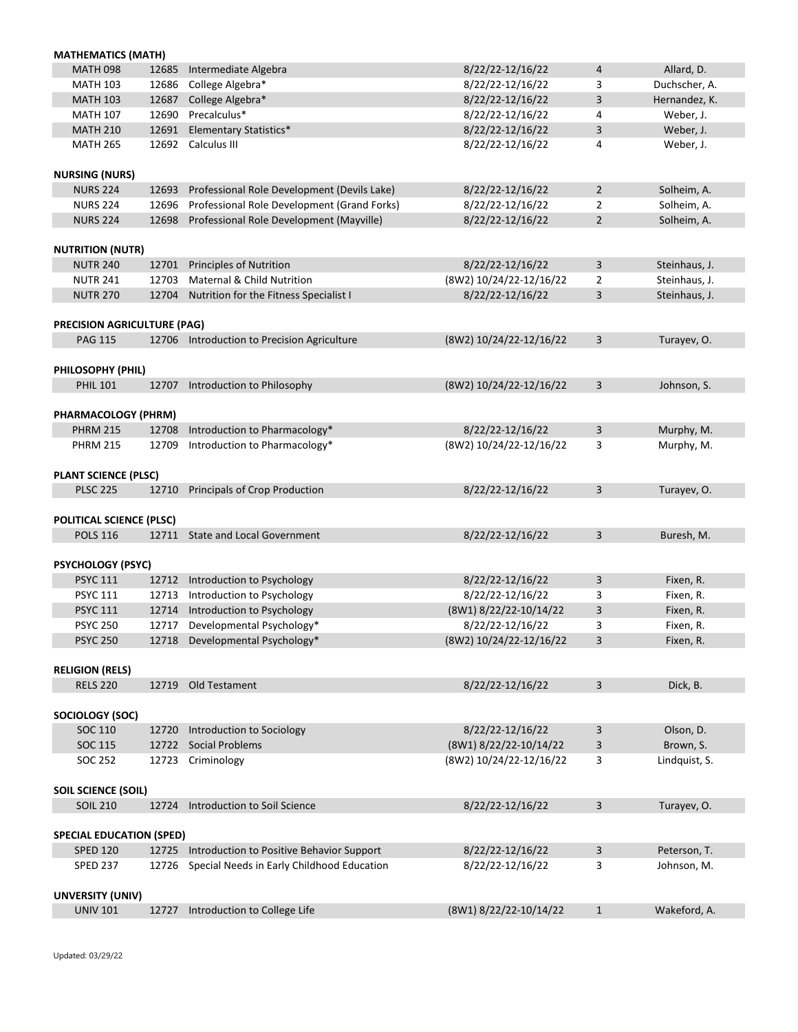**MATHEMATICS (MATH)**

| | | | | | |
|---|---|---|---|---|---|
| MATH 098 | 12685 | Intermediate Algebra | 8/22/22-12/16/22 | 4 | Allard, D. |
| MATH 103 | 12686 | College Algebra* | 8/22/22-12/16/22 | 3 | Duchscher, A. |
| MATH 103 | 12687 | College Algebra* | 8/22/22-12/16/22 | 3 | Hernandez, K. |
| MATH 107 | 12690 | Precalculus* | 8/22/22-12/16/22 | 4 | Weber, J. |
| MATH 210 | 12691 | Elementary Statistics* | 8/22/22-12/16/22 | 3 | Weber, J. |
| MATH 265 | 12692 | Calculus III | 8/22/22-12/16/22 | 4 | Weber, J. |

**NURSING (NURS)**

| | | | | | |
|---|---|---|---|---|---|
| NURS 224 | 12693 | Professional Role Development (Devils Lake) | 8/22/22-12/16/22 | 2 | Solheim, A. |
| NURS 224 | 12696 | Professional Role Development (Grand Forks) | 8/22/22-12/16/22 | 2 | Solheim, A. |
| NURS 224 | 12698 | Professional Role Development (Mayville) | 8/22/22-12/16/22 | 2 | Solheim, A. |

**NUTRITION (NUTR)**

| | | | | | |
|---|---|---|---|---|---|
| NUTR 240 | 12701 | Principles of Nutrition | 8/22/22-12/16/22 | 3 | Steinhaus, J. |
| NUTR 241 | 12703 | Maternal & Child Nutrition | (8W2) 10/24/22-12/16/22 | 2 | Steinhaus, J. |
| NUTR 270 | 12704 | Nutrition for the Fitness Specialist I | 8/22/22-12/16/22 | 3 | Steinhaus, J. |

**PRECISION AGRICULTURE (PAG)**

| | | | | | |
|---|---|---|---|---|---|
| PAG 115 | 12706 | Introduction to Precision Agriculture | (8W2) 10/24/22-12/16/22 | 3 | Turayev, O. |

**PHILOSOPHY (PHIL)**

| | | | | | |
|---|---|---|---|---|---|
| PHIL 101 | 12707 | Introduction to Philosophy | (8W2) 10/24/22-12/16/22 | 3 | Johnson, S. |

**PHARMACOLOGY (PHRM)**

| | | | | | |
|---|---|---|---|---|---|
| PHRM 215 | 12708 | Introduction to Pharmacology* | 8/22/22-12/16/22 | 3 | Murphy, M. |
| PHRM 215 | 12709 | Introduction to Pharmacology* | (8W2) 10/24/22-12/16/22 | 3 | Murphy, M. |

**PLANT SCIENCE (PLSC)**

| | | | | | |
|---|---|---|---|---|---|
| PLSC 225 | 12710 | Principals of Crop Production | 8/22/22-12/16/22 | 3 | Turayev, O. |

**POLITICAL SCIENCE (PLSC)**

| | | | | | |
|---|---|---|---|---|---|
| POLS 116 | 12711 | State and Local Government | 8/22/22-12/16/22 | 3 | Buresh, M. |

**PSYCHOLOGY (PSYC)**

| | | | | | |
|---|---|---|---|---|---|
| PSYC 111 | 12712 | Introduction to Psychology | 8/22/22-12/16/22 | 3 | Fixen, R. |
| PSYC 111 | 12713 | Introduction to Psychology | 8/22/22-12/16/22 | 3 | Fixen, R. |
| PSYC 111 | 12714 | Introduction to Psychology | (8W1) 8/22/22-10/14/22 | 3 | Fixen, R. |
| PSYC 250 | 12717 | Developmental Psychology* | 8/22/22-12/16/22 | 3 | Fixen, R. |
| PSYC 250 | 12718 | Developmental Psychology* | (8W2) 10/24/22-12/16/22 | 3 | Fixen, R. |

**RELIGION (RELS)**

| | | | | | |
|---|---|---|---|---|---|
| RELS 220 | 12719 | Old Testament | 8/22/22-12/16/22 | 3 | Dick, B. |

**SOCIOLOGY (SOC)**

| | | | | | |
|---|---|---|---|---|---|
| SOC 110 | 12720 | Introduction to Sociology | 8/22/22-12/16/22 | 3 | Olson, D. |
| SOC 115 | 12722 | Social Problems | (8W1) 8/22/22-10/14/22 | 3 | Brown, S. |
| SOC 252 | 12723 | Criminology | (8W2) 10/24/22-12/16/22 | 3 | Lindquist, S. |

**SOIL SCIENCE (SOIL)**

| | | | | | |
|---|---|---|---|---|---|
| SOIL 210 | 12724 | Introduction to Soil Science | 8/22/22-12/16/22 | 3 | Turayev, O. |

**SPECIAL EDUCATION (SPED)**

| | | | | | |
|---|---|---|---|---|---|
| SPED 120 | 12725 | Introduction to Positive Behavior Support | 8/22/22-12/16/22 | 3 | Peterson, T. |
| SPED 237 | 12726 | Special Needs in Early Childhood Education | 8/22/22-12/16/22 | 3 | Johnson, M. |

**UNVERSITY (UNIV)**

| | | | | | |
|---|---|---|---|---|---|
| UNIV 101 | 12727 | Introduction to College Life | (8W1) 8/22/22-10/14/22 | 1 | Wakeford, A. |

Updated: 03/29/22